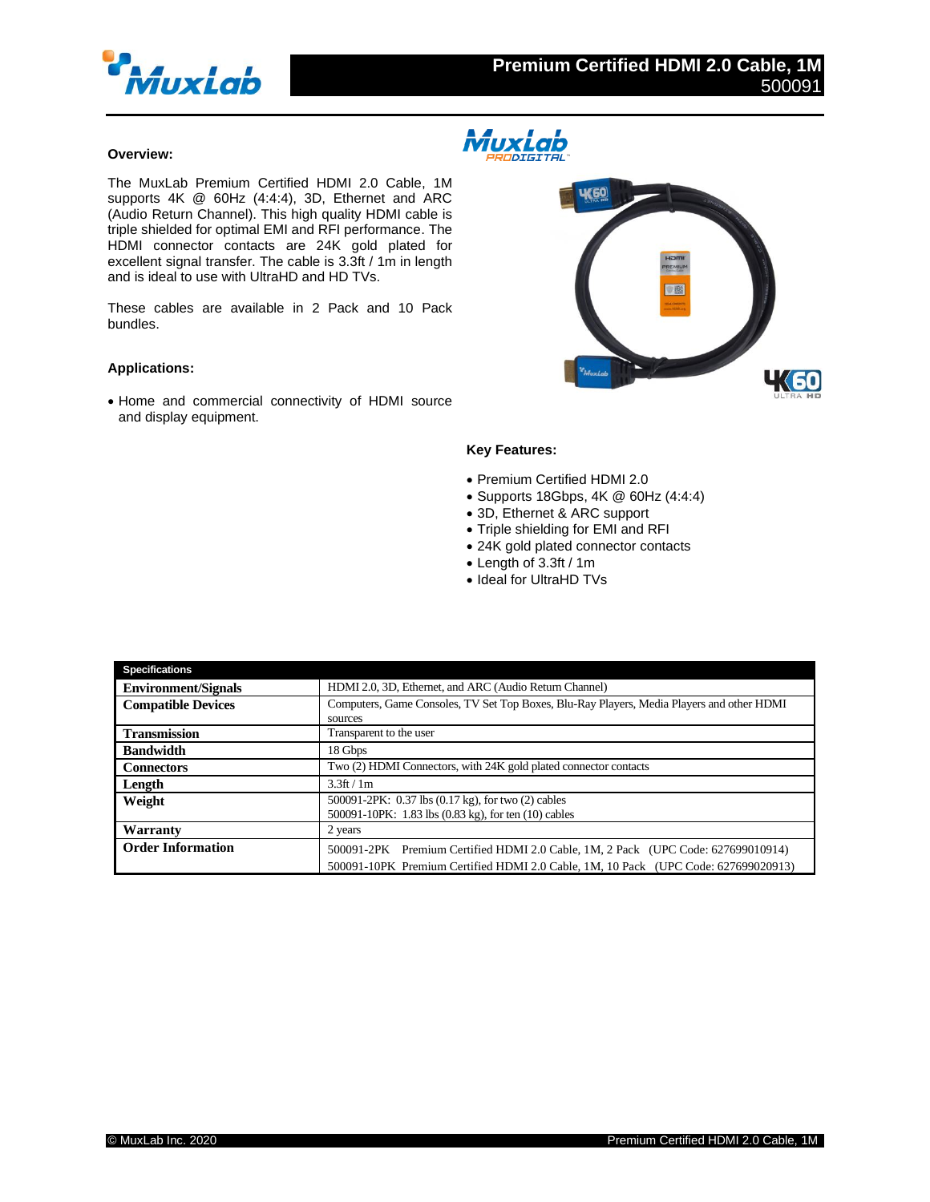# Premium Certified HDMI 2.0 Cable, 1M
500091

### Overview:

The MuxLab Premium Certified HDMI 2.0 Cable, 1M supports 4K @ 60Hz (4:4:4), 3D, Ethernet and ARC (Audio Return Channel). This high quality HDMI cable is triple shielded for optimal EMI and RFI performance. The HDMI connector contacts are 24K gold plated for excellent signal transfer. The cable is 3.3ft / 1m in length and is ideal to use with UltraHD and HD TVs.

These cables are available in 2 Pack and 10 Pack bundles.

### Applications:

- Home and commercial connectivity of HDMI source and display equipment.

### Key Features:

- Premium Certified HDMI 2.0
- Supports 18Gbps, 4K @ 60Hz (4:4:4)
- 3D, Ethernet & ARC support
- Triple shielding for EMI and RFI
- 24K gold plated connector contacts
- Length of 3.3ft / 1m
- Ideal for UltraHD TVs

| Specifications | |
|---|---|
| **Environment/Signals** | HDMI 2.0, 3D, Ethernet, and ARC (Audio Return Channel) |
| **Compatible Devices** | Computers, Game Consoles, TV Set Top Boxes, Blu-Ray Players, Media Players and other HDMI sources |
| **Transmission** | Transparent to the user |
| **Bandwidth** | 18 Gbps |
| **Connectors** | Two (2) HDMI Connectors, with 24K gold plated connector contacts |
| **Length** | 3.3ft / 1m |
| **Weight** | 500091-2PK: 0.37 lbs (0.17 kg), for two (2) cables<br>500091-10PK: 1.83 lbs (0.83 kg), for ten (10) cables |
| **Warranty** | 2 years |
| **Order Information** | 500091-2PK Premium Certified HDMI 2.0 Cable, 1M, 2 Pack (UPC Code: 627699010914)<br>500091-10PK Premium Certified HDMI 2.0 Cable, 1M, 10 Pack (UPC Code: 627699020913) |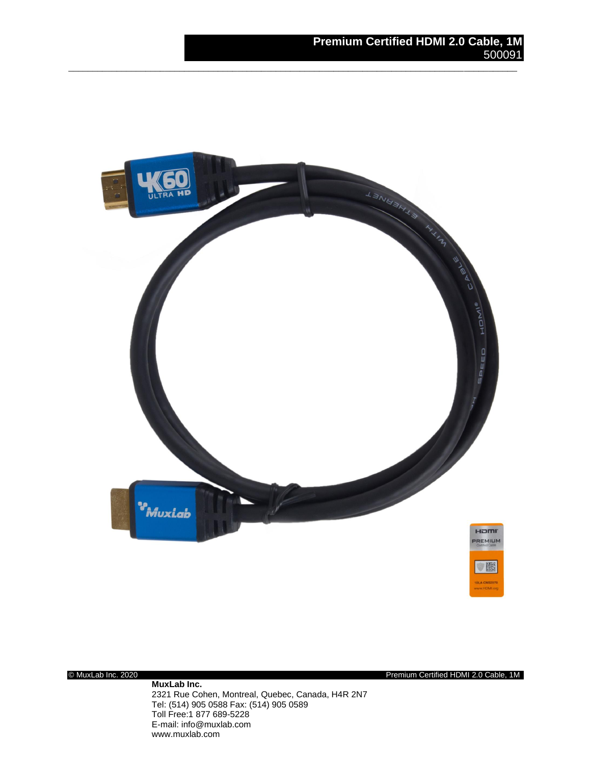**MuxLab Inc.**
2321 Rue Cohen, Montreal, Quebec, Canada, H4R 2N7
Tel: (514) 905 0588 Fax: (514) 905 0589
Toll Free:1 877 689-5228
E-mail: info@muxlab.com
www.muxlab.com